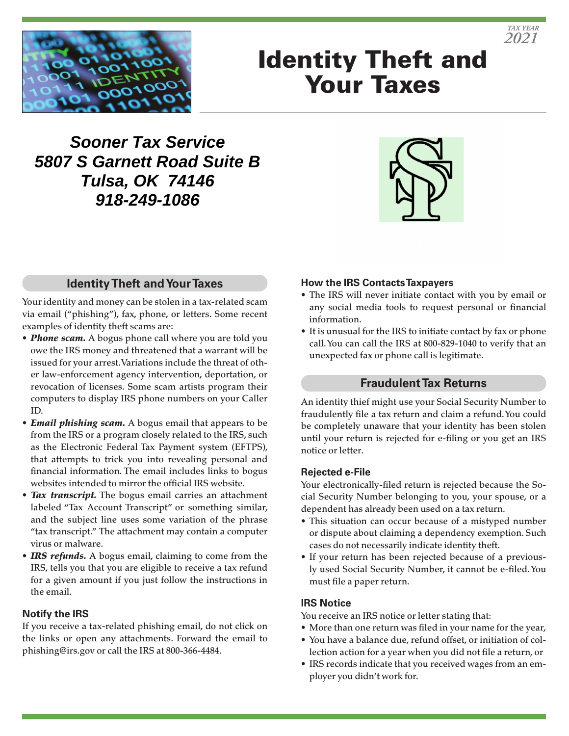TAX YEAR 2021

# Identity Theft and Your Taxes

***Sooner Tax Service***
***5807 S Garnett Road Suite B***
***Tulsa, OK  74146***
***918-249-1086***

## Identity Theft and Your Taxes

Your identity and money can be stolen in a tax-related scam via email ("phishing"), fax, phone, or letters. Some recent examples of identity theft scams are:

- ***Phone scam.*** A bogus phone call where you are told you owe the IRS money and threatened that a warrant will be issued for your arrest. Variations include the threat of other law-enforcement agency intervention, deportation, or revocation of licenses. Some scam artists program their computers to display IRS phone numbers on your Caller ID.
- ***Email phishing scam.*** A bogus email that appears to be from the IRS or a program closely related to the IRS, such as the Electronic Federal Tax Payment system (EFTPS), that attempts to trick you into revealing personal and financial information. The email includes links to bogus websites intended to mirror the official IRS website.
- ***Tax transcript.*** The bogus email carries an attachment labeled "Tax Account Transcript" or something similar, and the subject line uses some variation of the phrase "tax transcript." The attachment may contain a computer virus or malware.
- ***IRS refunds.*** A bogus email, claiming to come from the IRS, tells you that you are eligible to receive a tax refund for a given amount if you just follow the instructions in the email.

### Notify the IRS

If you receive a tax-related phishing email, do not click on the links or open any attachments. Forward the email to phishing@irs.gov or call the IRS at 800-366-4484.

### How the IRS Contacts Taxpayers

- The IRS will never initiate contact with you by email or any social media tools to request personal or financial information.
- It is unusual for the IRS to initiate contact by fax or phone call. You can call the IRS at 800-829-1040 to verify that an unexpected fax or phone call is legitimate.

## Fraudulent Tax Returns

An identity thief might use your Social Security Number to fraudulently file a tax return and claim a refund. You could be completely unaware that your identity has been stolen until your return is rejected for e-filing or you get an IRS notice or letter.

### Rejected e-File

Your electronically-filed return is rejected because the Social Security Number belonging to you, your spouse, or a dependent has already been used on a tax return.

- This situation can occur because of a mistyped number or dispute about claiming a dependency exemption. Such cases do not necessarily indicate identity theft.
- If your return has been rejected because of a previously used Social Security Number, it cannot be e-filed. You must file a paper return.

### IRS Notice

You receive an IRS notice or letter stating that:

- More than one return was filed in your name for the year,
- You have a balance due, refund offset, or initiation of collection action for a year when you did not file a return, or
- IRS records indicate that you received wages from an employer you didn't work for.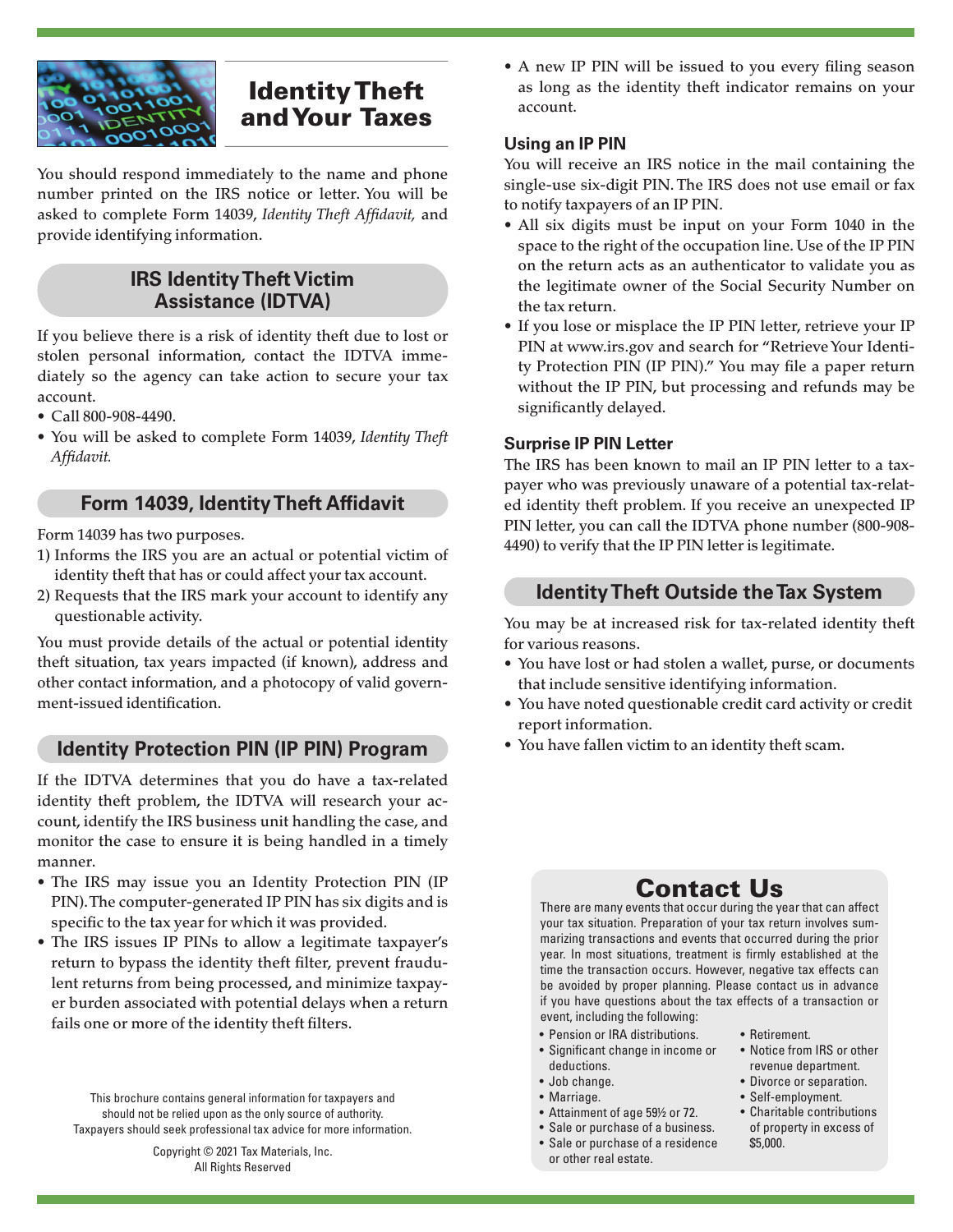# Identity Theft and Your Taxes

You should respond immediately to the name and phone number printed on the IRS notice or letter. You will be asked to complete Form 14039, *Identity Theft Affidavit,* and provide identifying information.

## IRS Identity Theft Victim Assistance (IDTVA)

If you believe there is a risk of identity theft due to lost or stolen personal information, contact the IDTVA immediately so the agency can take action to secure your tax account.

- Call 800-908-4490.
- You will be asked to complete Form 14039, *Identity Theft Affidavit.*

## Form 14039, Identity Theft Affidavit

Form 14039 has two purposes.

1) Informs the IRS you are an actual or potential victim of identity theft that has or could affect your tax account.
2) Requests that the IRS mark your account to identify any questionable activity.

You must provide details of the actual or potential identity theft situation, tax years impacted (if known), address and other contact information, and a photocopy of valid government-issued identification.

## Identity Protection PIN (IP PIN) Program

If the IDTVA determines that you do have a tax-related identity theft problem, the IDTVA will research your account, identify the IRS business unit handling the case, and monitor the case to ensure it is being handled in a timely manner.

- The IRS may issue you an Identity Protection PIN (IP PIN). The computer-generated IP PIN has six digits and is specific to the tax year for which it was provided.
- The IRS issues IP PINs to allow a legitimate taxpayer's return to bypass the identity theft filter, prevent fraudulent returns from being processed, and minimize taxpayer burden associated with potential delays when a return fails one or more of the identity theft filters.
- A new IP PIN will be issued to you every filing season as long as the identity theft indicator remains on your account.

### Using an IP PIN

You will receive an IRS notice in the mail containing the single-use six-digit PIN. The IRS does not use email or fax to notify taxpayers of an IP PIN.

- All six digits must be input on your Form 1040 in the space to the right of the occupation line. Use of the IP PIN on the return acts as an authenticator to validate you as the legitimate owner of the Social Security Number on the tax return.
- If you lose or misplace the IP PIN letter, retrieve your IP PIN at www.irs.gov and search for "Retrieve Your Identity Protection PIN (IP PIN)." You may file a paper return without the IP PIN, but processing and refunds may be significantly delayed.

### Surprise IP PIN Letter

The IRS has been known to mail an IP PIN letter to a taxpayer who was previously unaware of a potential tax-related identity theft problem. If you receive an unexpected IP PIN letter, you can call the IDTVA phone number (800-908-4490) to verify that the IP PIN letter is legitimate.

## Identity Theft Outside the Tax System

You may be at increased risk for tax-related identity theft for various reasons.

- You have lost or had stolen a wallet, purse, or documents that include sensitive identifying information.
- You have noted questionable credit card activity or credit report information.
- You have fallen victim to an identity theft scam.

## Contact Us

There are many events that occur during the year that can affect your tax situation. Preparation of your tax return involves summarizing transactions and events that occurred during the prior year. In most situations, treatment is firmly established at the time the transaction occurs. However, negative tax effects can be avoided by proper planning. Please contact us in advance if you have questions about the tax effects of a transaction or event, including the following:

- Pension or IRA distributions.
- Significant change in income or deductions.
- Job change.
- Marriage.
- Attainment of age 59½ or 72.
- Sale or purchase of a business.
- Sale or purchase of a residence or other real estate.
- Retirement.
- Notice from IRS or other revenue department.
- Divorce or separation.
- Self-employment.
- Charitable contributions of property in excess of $5,000.

This brochure contains general information for taxpayers and should not be relied upon as the only source of authority. Taxpayers should seek professional tax advice for more information.

Copyright © 2021 Tax Materials, Inc.
All Rights Reserved